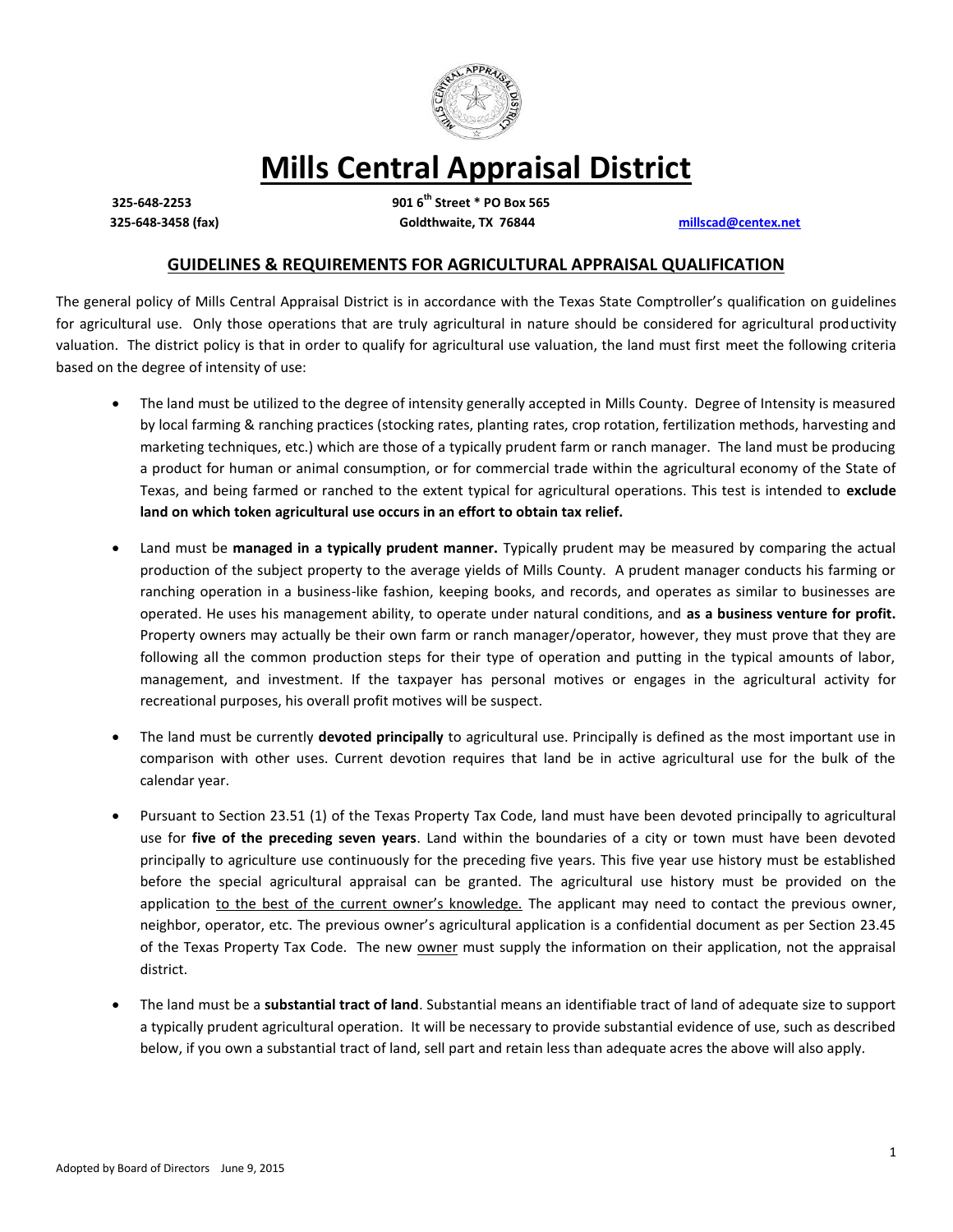# Mills Central Appraisal District

325-648-2253
325-648-3458 (fax)

901 6th Street * PO Box 565
Goldthwaite, TX 76844

millscad@centex.net

## GUIDELINES & REQUIREMENTS FOR AGRICULTURAL APPRAISAL QUALIFICATION

The general policy of Mills Central Appraisal District is in accordance with the Texas State Comptroller's qualification on guidelines for agricultural use. Only those operations that are truly agricultural in nature should be considered for agricultural productivity valuation. The district policy is that in order to qualify for agricultural use valuation, the land must first meet the following criteria based on the degree of intensity of use:

- The land must be utilized to the degree of intensity generally accepted in Mills County. Degree of Intensity is measured by local farming & ranching practices (stocking rates, planting rates, crop rotation, fertilization methods, harvesting and marketing techniques, etc.) which are those of a typically prudent farm or ranch manager. The land must be producing a product for human or animal consumption, or for commercial trade within the agricultural economy of the State of Texas, and being farmed or ranched to the extent typical for agricultural operations. This test is intended to **exclude land on which token agricultural use occurs in an effort to obtain tax relief.**

- Land must be **managed in a typically prudent manner.** Typically prudent may be measured by comparing the actual production of the subject property to the average yields of Mills County. A prudent manager conducts his farming or ranching operation in a business-like fashion, keeping books, and records, and operates as similar to businesses are operated. He uses his management ability, to operate under natural conditions, and **as a business venture for profit.** Property owners may actually be their own farm or ranch manager/operator, however, they must prove that they are following all the common production steps for their type of operation and putting in the typical amounts of labor, management, and investment. If the taxpayer has personal motives or engages in the agricultural activity for recreational purposes, his overall profit motives will be suspect.

- The land must be currently **devoted principally** to agricultural use. Principally is defined as the most important use in comparison with other uses. Current devotion requires that land be in active agricultural use for the bulk of the calendar year.

- Pursuant to Section 23.51 (1) of the Texas Property Tax Code, land must have been devoted principally to agricultural use for **five of the preceding seven years**. Land within the boundaries of a city or town must have been devoted principally to agriculture use continuously for the preceding five years. This five year use history must be established before the special agricultural appraisal can be granted. The agricultural use history must be provided on the application <u>to the best of the current owner's knowledge.</u> The applicant may need to contact the previous owner, neighbor, operator, etc. The previous owner's agricultural application is a confidential document as per Section 23.45 of the Texas Property Tax Code. The new <u>owner</u> must supply the information on their application, not the appraisal district.

- The land must be a **substantial tract of land**. Substantial means an identifiable tract of land of adequate size to support a typically prudent agricultural operation. It will be necessary to provide substantial evidence of use, such as described below, if you own a substantial tract of land, sell part and retain less than adequate acres the above will also apply.

Adopted by Board of Directors June 9, 2015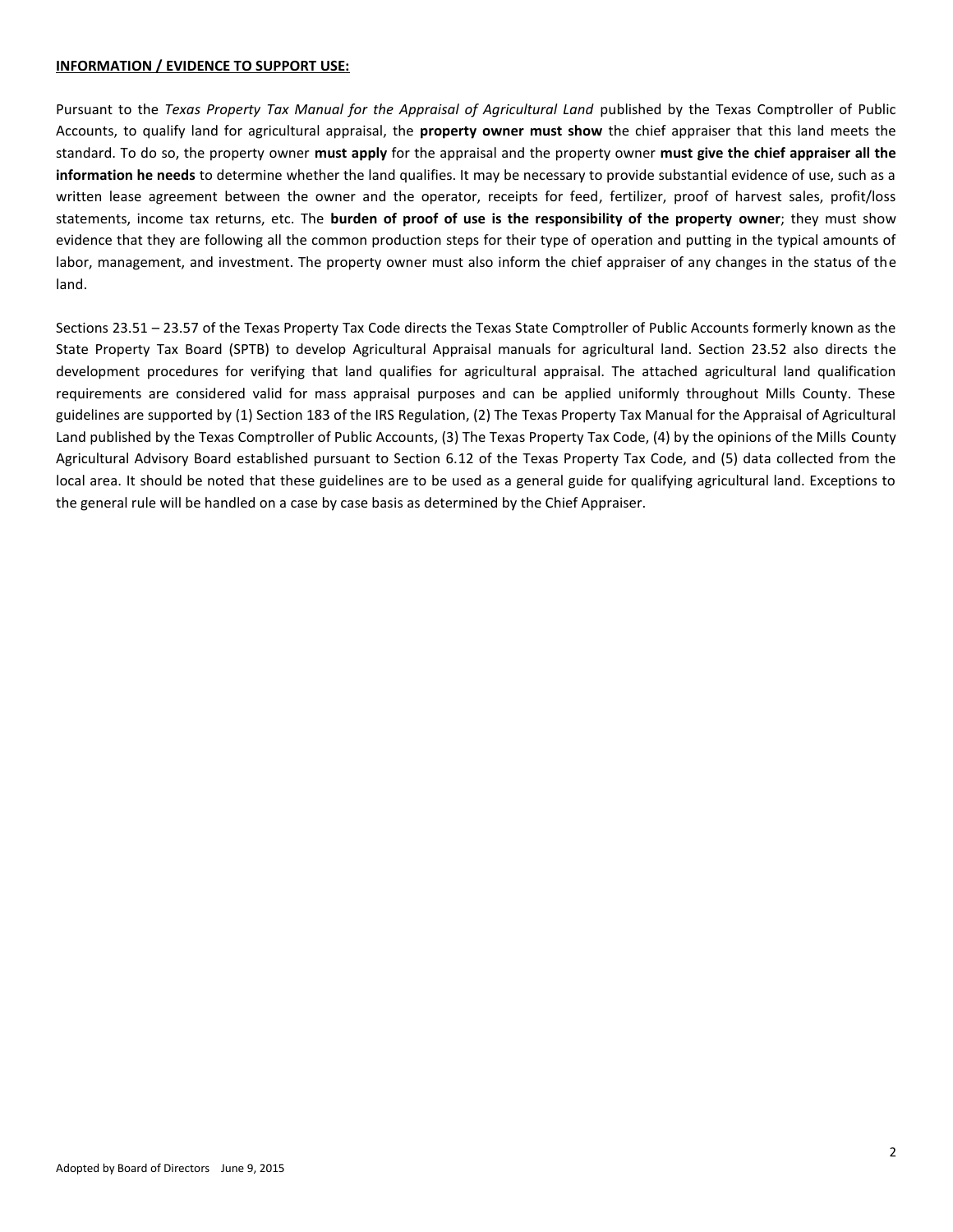**INFORMATION / EVIDENCE TO SUPPORT USE:**

Pursuant to the *Texas Property Tax Manual for the Appraisal of Agricultural Land* published by the Texas Comptroller of Public Accounts, to qualify land for agricultural appraisal, the **property owner must show** the chief appraiser that this land meets the standard. To do so, the property owner **must apply** for the appraisal and the property owner **must give the chief appraiser all the information he needs** to determine whether the land qualifies. It may be necessary to provide substantial evidence of use, such as a written lease agreement between the owner and the operator, receipts for feed, fertilizer, proof of harvest sales, profit/loss statements, income tax returns, etc. The **burden of proof of use is the responsibility of the property owner**; they must show evidence that they are following all the common production steps for their type of operation and putting in the typical amounts of labor, management, and investment. The property owner must also inform the chief appraiser of any changes in the status of the land.

Sections 23.51 – 23.57 of the Texas Property Tax Code directs the Texas State Comptroller of Public Accounts formerly known as the State Property Tax Board (SPTB) to develop Agricultural Appraisal manuals for agricultural land. Section 23.52 also directs the development procedures for verifying that land qualifies for agricultural appraisal. The attached agricultural land qualification requirements are considered valid for mass appraisal purposes and can be applied uniformly throughout Mills County. These guidelines are supported by (1) Section 183 of the IRS Regulation, (2) The Texas Property Tax Manual for the Appraisal of Agricultural Land published by the Texas Comptroller of Public Accounts, (3) The Texas Property Tax Code, (4) by the opinions of the Mills County Agricultural Advisory Board established pursuant to Section 6.12 of the Texas Property Tax Code, and (5) data collected from the local area. It should be noted that these guidelines are to be used as a general guide for qualifying agricultural land. Exceptions to the general rule will be handled on a case by case basis as determined by the Chief Appraiser.

Adopted by Board of Directors June 9, 2015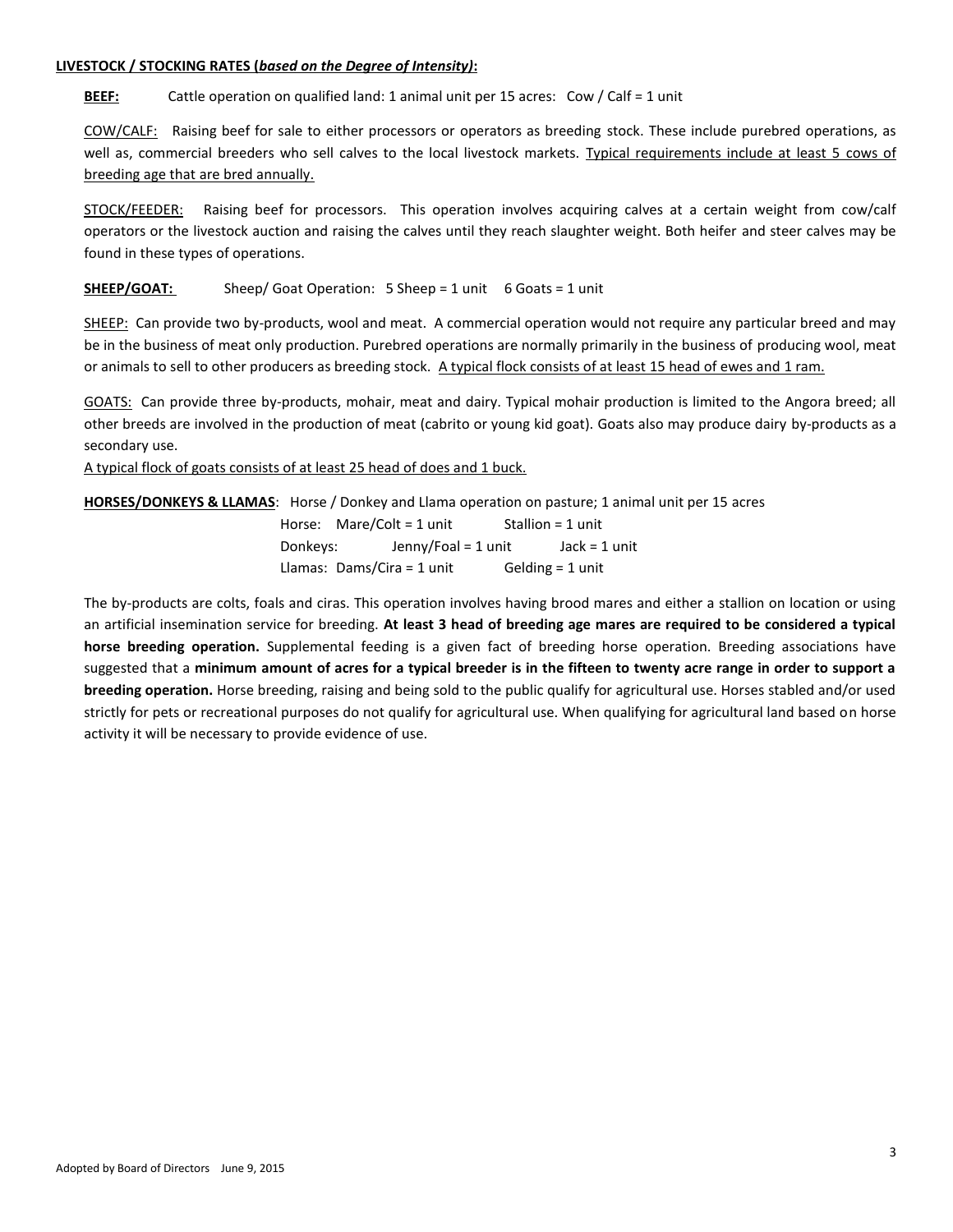**LIVESTOCK / STOCKING RATES (*based on the Degree of Intensity*):**

**BEEF:** Cattle operation on qualified land: 1 animal unit per 15 acres: Cow / Calf = 1 unit

COW/CALF: Raising beef for sale to either processors or operators as breeding stock. These include purebred operations, as well as, commercial breeders who sell calves to the local livestock markets. Typical requirements include at least 5 cows of breeding age that are bred annually.

STOCK/FEEDER: Raising beef for processors. This operation involves acquiring calves at a certain weight from cow/calf operators or the livestock auction and raising the calves until they reach slaughter weight. Both heifer and steer calves may be found in these types of operations.

**SHEEP/GOAT:** Sheep/ Goat Operation: 5 Sheep = 1 unit 6 Goats = 1 unit

SHEEP: Can provide two by-products, wool and meat. A commercial operation would not require any particular breed and may be in the business of meat only production. Purebred operations are normally primarily in the business of producing wool, meat or animals to sell to other producers as breeding stock. A typical flock consists of at least 15 head of ewes and 1 ram.

GOATS: Can provide three by-products, mohair, meat and dairy. Typical mohair production is limited to the Angora breed; all other breeds are involved in the production of meat (cabrito or young kid goat). Goats also may produce dairy by-products as a secondary use.
A typical flock of goats consists of at least 25 head of does and 1 buck.

**HORSES/DONKEYS & LLAMAS**: Horse / Donkey and Llama operation on pasture; 1 animal unit per 15 acres

Horse: Mare/Colt = 1 unit Stallion = 1 unit
Donkeys: Jenny/Foal = 1 unit Jack = 1 unit
Llamas: Dams/Cira = 1 unit Gelding = 1 unit

The by-products are colts, foals and ciras. This operation involves having brood mares and either a stallion on location or using an artificial insemination service for breeding. **At least 3 head of breeding age mares are required to be considered a typical horse breeding operation.** Supplemental feeding is a given fact of breeding horse operation. Breeding associations have suggested that a **minimum amount of acres for a typical breeder is in the fifteen to twenty acre range in order to support a breeding operation.** Horse breeding, raising and being sold to the public qualify for agricultural use. Horses stabled and/or used strictly for pets or recreational purposes do not qualify for agricultural use. When qualifying for agricultural land based on horse activity it will be necessary to provide evidence of use.

Adopted by Board of Directors June 9, 2015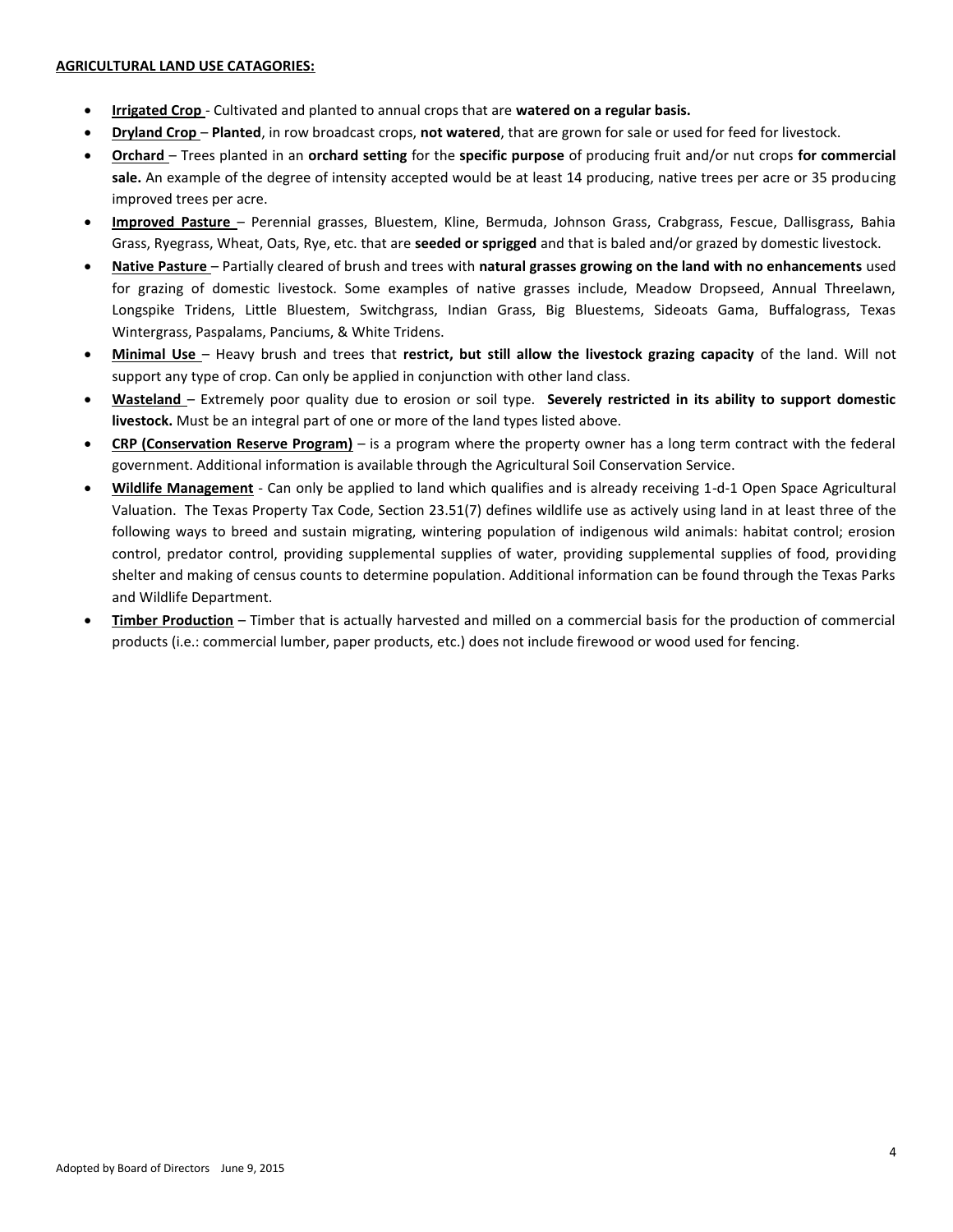**AGRICULTURAL LAND USE CATAGORIES:**

- **Irrigated Crop** - Cultivated and planted to annual crops that are **watered on a regular basis.**
- **Dryland Crop** – **Planted**, in row broadcast crops, **not watered**, that are grown for sale or used for feed for livestock.
- **Orchard** – Trees planted in an **orchard setting** for the **specific purpose** of producing fruit and/or nut crops **for commercial sale.** An example of the degree of intensity accepted would be at least 14 producing, native trees per acre or 35 producing improved trees per acre.
- **Improved Pasture** – Perennial grasses, Bluestem, Kline, Bermuda, Johnson Grass, Crabgrass, Fescue, Dallisgrass, Bahia Grass, Ryegrass, Wheat, Oats, Rye, etc. that are **seeded or sprigged** and that is baled and/or grazed by domestic livestock.
- **Native Pasture** – Partially cleared of brush and trees with **natural grasses growing on the land with no enhancements** used for grazing of domestic livestock. Some examples of native grasses include, Meadow Dropseed, Annual Threelawn, Longspike Tridens, Little Bluestem, Switchgrass, Indian Grass, Big Bluestems, Sideoats Gama, Buffalograss, Texas Wintergrass, Paspalams, Panciums, & White Tridens.
- **Minimal Use** – Heavy brush and trees that **restrict, but still allow the livestock grazing capacity** of the land. Will not support any type of crop. Can only be applied in conjunction with other land class.
- **Wasteland** – Extremely poor quality due to erosion or soil type. **Severely restricted in its ability to support domestic livestock.** Must be an integral part of one or more of the land types listed above.
- **CRP (Conservation Reserve Program)** – is a program where the property owner has a long term contract with the federal government. Additional information is available through the Agricultural Soil Conservation Service.
- **Wildlife Management** - Can only be applied to land which qualifies and is already receiving 1-d-1 Open Space Agricultural Valuation. The Texas Property Tax Code, Section 23.51(7) defines wildlife use as actively using land in at least three of the following ways to breed and sustain migrating, wintering population of indigenous wild animals: habitat control; erosion control, predator control, providing supplemental supplies of water, providing supplemental supplies of food, providing shelter and making of census counts to determine population. Additional information can be found through the Texas Parks and Wildlife Department.
- **Timber Production** – Timber that is actually harvested and milled on a commercial basis for the production of commercial products (i.e.: commercial lumber, paper products, etc.) does not include firewood or wood used for fencing.

Adopted by Board of Directors June 9, 2015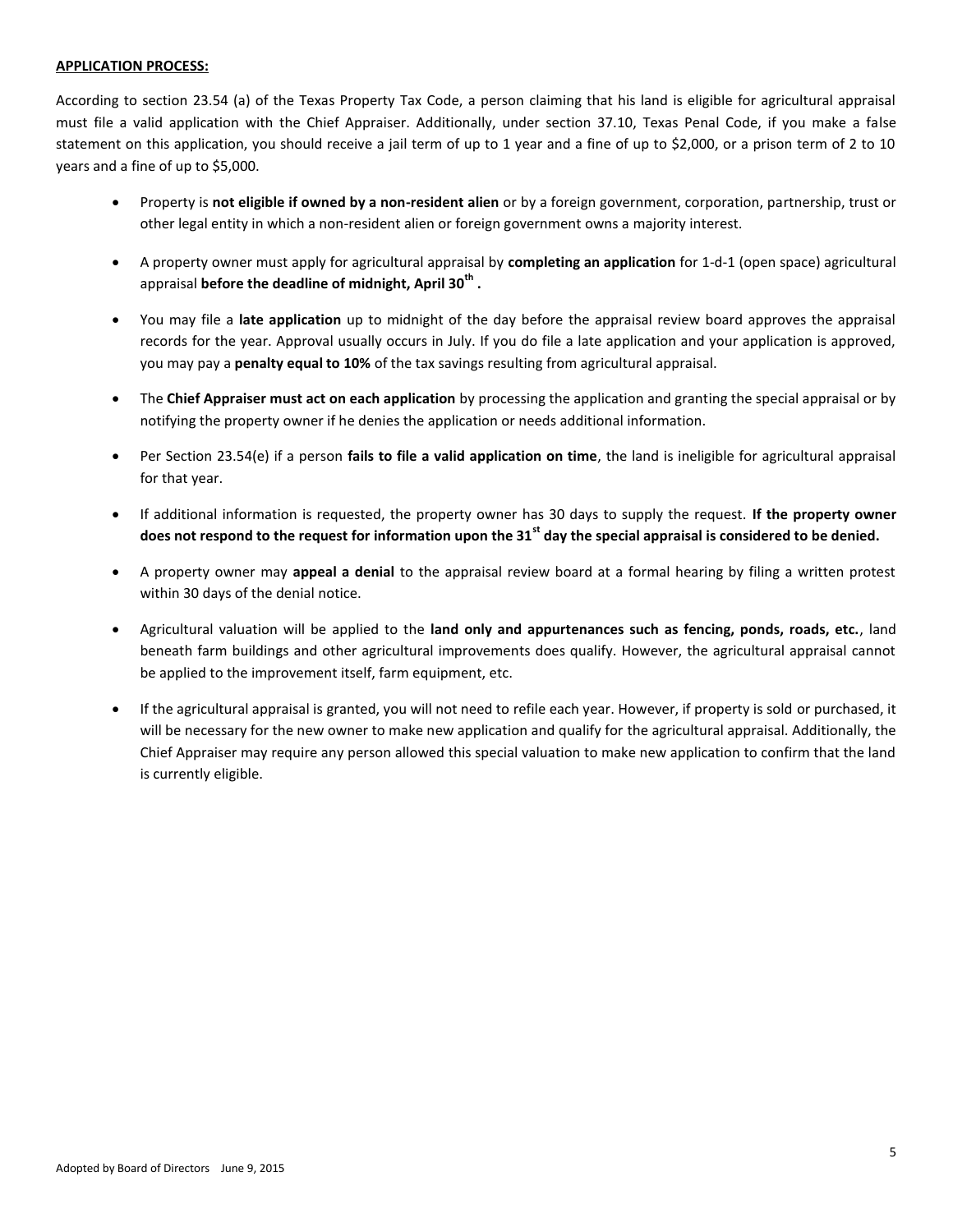**APPLICATION PROCESS:**

According to section 23.54 (a) of the Texas Property Tax Code, a person claiming that his land is eligible for agricultural appraisal must file a valid application with the Chief Appraiser. Additionally, under section 37.10, Texas Penal Code, if you make a false statement on this application, you should receive a jail term of up to 1 year and a fine of up to $2,000, or a prison term of 2 to 10 years and a fine of up to $5,000.

- Property is **not eligible if owned by a non-resident alien** or by a foreign government, corporation, partnership, trust or other legal entity in which a non-resident alien or foreign government owns a majority interest.
- A property owner must apply for agricultural appraisal by **completing an application** for 1-d-1 (open space) agricultural appraisal **before the deadline of midnight, April 30th .**
- You may file a **late application** up to midnight of the day before the appraisal review board approves the appraisal records for the year. Approval usually occurs in July. If you do file a late application and your application is approved, you may pay a **penalty equal to 10%** of the tax savings resulting from agricultural appraisal.
- The **Chief Appraiser must act on each application** by processing the application and granting the special appraisal or by notifying the property owner if he denies the application or needs additional information.
- Per Section 23.54(e) if a person **fails to file a valid application on time**, the land is ineligible for agricultural appraisal for that year.
- If additional information is requested, the property owner has 30 days to supply the request. **If the property owner does not respond to the request for information upon the 31st day the special appraisal is considered to be denied.**
- A property owner may **appeal a denial** to the appraisal review board at a formal hearing by filing a written protest within 30 days of the denial notice.
- Agricultural valuation will be applied to the **land only and appurtenances such as fencing, ponds, roads, etc.**, land beneath farm buildings and other agricultural improvements does qualify. However, the agricultural appraisal cannot be applied to the improvement itself, farm equipment, etc.
- If the agricultural appraisal is granted, you will not need to refile each year. However, if property is sold or purchased, it will be necessary for the new owner to make new application and qualify for the agricultural appraisal. Additionally, the Chief Appraiser may require any person allowed this special valuation to make new application to confirm that the land is currently eligible.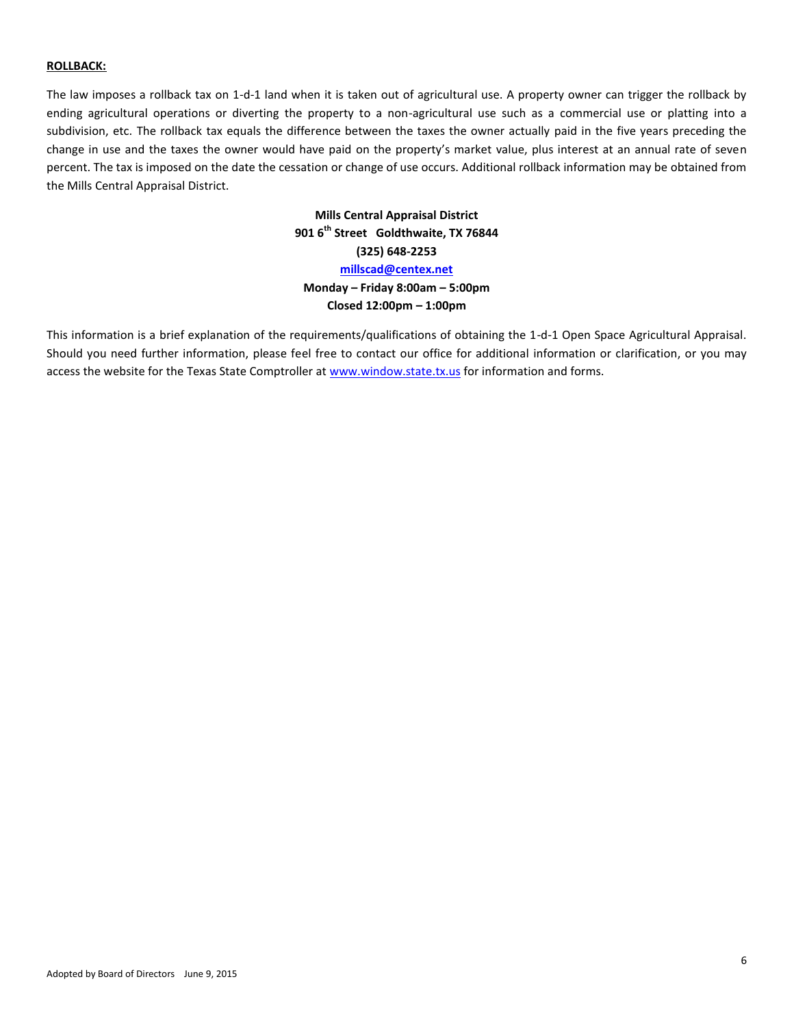**ROLLBACK:**

The law imposes a rollback tax on 1-d-1 land when it is taken out of agricultural use. A property owner can trigger the rollback by ending agricultural operations or diverting the property to a non-agricultural use such as a commercial use or platting into a subdivision, etc. The rollback tax equals the difference between the taxes the owner actually paid in the five years preceding the change in use and the taxes the owner would have paid on the property's market value, plus interest at an annual rate of seven percent. The tax is imposed on the date the cessation or change of use occurs. Additional rollback information may be obtained from the Mills Central Appraisal District.

**Mills Central Appraisal District**
**901 6th Street Goldthwaite, TX 76844**
**(325) 648-2253**
**millscad@centex.net**
**Monday – Friday 8:00am – 5:00pm**
**Closed 12:00pm – 1:00pm**

This information is a brief explanation of the requirements/qualifications of obtaining the 1-d-1 Open Space Agricultural Appraisal. Should you need further information, please feel free to contact our office for additional information or clarification, or you may access the website for the Texas State Comptroller at www.window.state.tx.us for information and forms.

Adopted by Board of Directors June 9, 2015